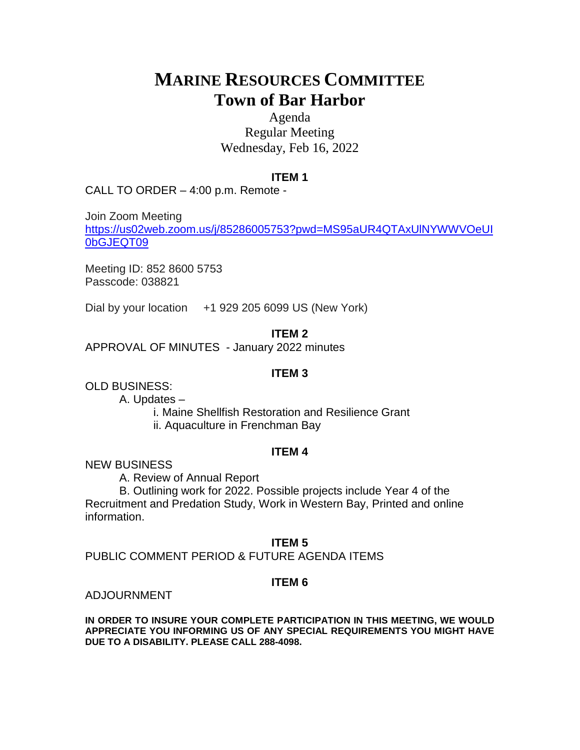# MARINE RESOURCES COMMITTEE
# Town of Bar Harbor

Agenda
Regular Meeting
Wednesday, Feb 16, 2022

**ITEM 1**

CALL TO ORDER – 4:00 p.m. Remote -

Join Zoom Meeting
https://us02web.zoom.us/j/85286005753?pwd=MS95aUR4QTAxUlNYWWVOeUI0bGJEQT09

Meeting ID: 852 8600 5753
Passcode: 038821

Dial by your location     +1 929 205 6099 US (New York)

**ITEM 2**

APPROVAL OF MINUTES - January 2022 minutes

**ITEM 3**

OLD BUSINESS:

A. Updates –
   i. Maine Shellfish Restoration and Resilience Grant
   ii. Aquaculture in Frenchman Bay

**ITEM 4**

NEW BUSINESS

A. Review of Annual Report

B. Outlining work for 2022. Possible projects include Year 4 of the Recruitment and Predation Study, Work in Western Bay, Printed and online information.

**ITEM 5**

PUBLIC COMMENT PERIOD & FUTURE AGENDA ITEMS

**ITEM 6**

ADJOURNMENT

**IN ORDER TO INSURE YOUR COMPLETE PARTICIPATION IN THIS MEETING, WE WOULD APPRECIATE YOU INFORMING US OF ANY SPECIAL REQUIREMENTS YOU MIGHT HAVE DUE TO A DISABILITY. PLEASE CALL 288-4098.**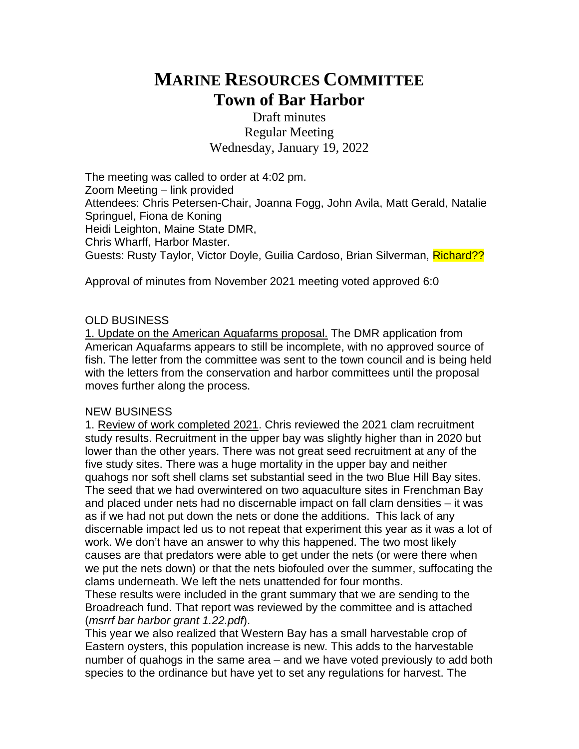# MARINE RESOURCES COMMITTEE
# Town of Bar Harbor

Draft minutes
Regular Meeting
Wednesday, January 19, 2022

The meeting was called to order at 4:02 pm.
Zoom Meeting – link provided
Attendees: Chris Petersen-Chair, Joanna Fogg, John Avila, Matt Gerald, Natalie Springuel, Fiona de Koning
Heidi Leighton, Maine State DMR,
Chris Wharff, Harbor Master.
Guests: Rusty Taylor, Victor Doyle, Guilia Cardoso, Brian Silverman, Richard??

Approval of minutes from November 2021 meeting voted approved 6:0

OLD BUSINESS

1. Update on the American Aquafarms proposal. The DMR application from American Aquafarms appears to still be incomplete, with no approved source of fish. The letter from the committee was sent to the town council and is being held with the letters from the conservation and harbor committees until the proposal moves further along the process.

NEW BUSINESS

1. Review of work completed 2021. Chris reviewed the 2021 clam recruitment study results. Recruitment in the upper bay was slightly higher than in 2020 but lower than the other years. There was not great seed recruitment at any of the five study sites. There was a huge mortality in the upper bay and neither quahogs nor soft shell clams set substantial seed in the two Blue Hill Bay sites. The seed that we had overwintered on two aquaculture sites in Frenchman Bay and placed under nets had no discernable impact on fall clam densities – it was as if we had not put down the nets or done the additions. This lack of any discernable impact led us to not repeat that experiment this year as it was a lot of work. We don't have an answer to why this happened. The two most likely causes are that predators were able to get under the nets (or were there when we put the nets down) or that the nets biofouled over the summer, suffocating the clams underneath. We left the nets unattended for four months.

These results were included in the grant summary that we are sending to the Broadreach fund. That report was reviewed by the committee and is attached (*msrrf bar harbor grant 1.22.pdf*).

This year we also realized that Western Bay has a small harvestable crop of Eastern oysters, this population increase is new. This adds to the harvestable number of quahogs in the same area – and we have voted previously to add both species to the ordinance but have yet to set any regulations for harvest. The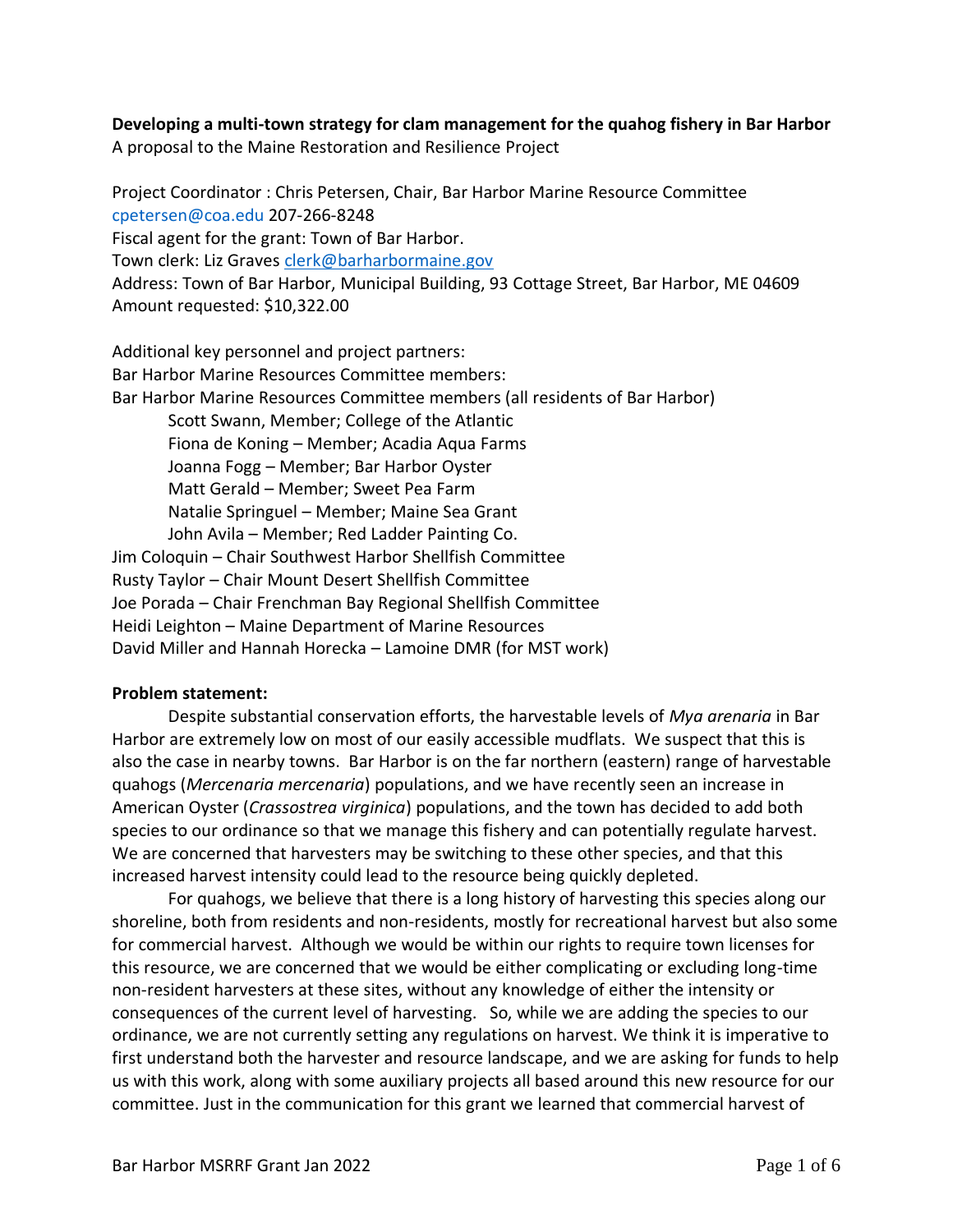**Developing a multi-town strategy for clam management for the quahog fishery in Bar Harbor**
A proposal to the Maine Restoration and Resilience Project

Project Coordinator : Chris Petersen, Chair, Bar Harbor Marine Resource Committee
cpetersen@coa.edu 207-266-8248
Fiscal agent for the grant: Town of Bar Harbor.
Town clerk: Liz Graves clerk@barharbormaine.gov
Address: Town of Bar Harbor, Municipal Building, 93 Cottage Street, Bar Harbor, ME 04609
Amount requested: $10,322.00

Additional key personnel and project partners:
Bar Harbor Marine Resources Committee members:
Bar Harbor Marine Resources Committee members (all residents of Bar Harbor)
- Scott Swann, Member; College of the Atlantic
- Fiona de Koning – Member; Acadia Aqua Farms
- Joanna Fogg – Member; Bar Harbor Oyster
- Matt Gerald – Member; Sweet Pea Farm
- Natalie Springuel – Member; Maine Sea Grant
- John Avila – Member; Red Ladder Painting Co.

Jim Coloquin – Chair Southwest Harbor Shellfish Committee
Rusty Taylor – Chair Mount Desert Shellfish Committee
Joe Porada – Chair Frenchman Bay Regional Shellfish Committee
Heidi Leighton – Maine Department of Marine Resources
David Miller and Hannah Horecka – Lamoine DMR (for MST work)

**Problem statement:**

Despite substantial conservation efforts, the harvestable levels of *Mya arenaria* in Bar Harbor are extremely low on most of our easily accessible mudflats. We suspect that this is also the case in nearby towns. Bar Harbor is on the far northern (eastern) range of harvestable quahogs (*Mercenaria mercenaria*) populations, and we have recently seen an increase in American Oyster (*Crassostrea virginica*) populations, and the town has decided to add both species to our ordinance so that we manage this fishery and can potentially regulate harvest. We are concerned that harvesters may be switching to these other species, and that this increased harvest intensity could lead to the resource being quickly depleted.

For quahogs, we believe that there is a long history of harvesting this species along our shoreline, both from residents and non-residents, mostly for recreational harvest but also some for commercial harvest. Although we would be within our rights to require town licenses for this resource, we are concerned that we would be either complicating or excluding long-time non-resident harvesters at these sites, without any knowledge of either the intensity or consequences of the current level of harvesting. So, while we are adding the species to our ordinance, we are not currently setting any regulations on harvest. We think it is imperative to first understand both the harvester and resource landscape, and we are asking for funds to help us with this work, along with some auxiliary projects all based around this new resource for our committee. Just in the communication for this grant we learned that commercial harvest of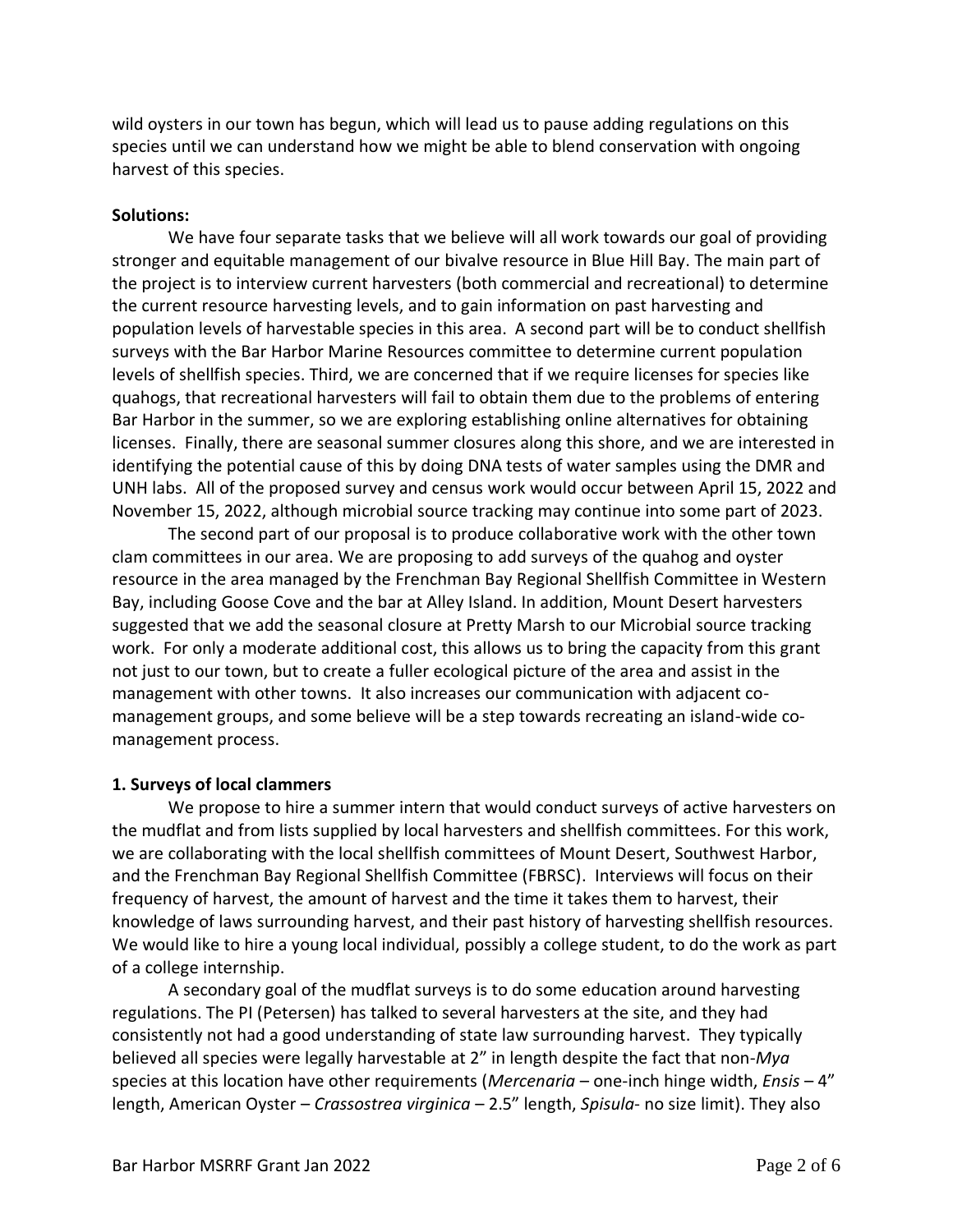wild oysters in our town has begun, which will lead us to pause adding regulations on this species until we can understand how we might be able to blend conservation with ongoing harvest of this species.

**Solutions:**

We have four separate tasks that we believe will all work towards our goal of providing stronger and equitable management of our bivalve resource in Blue Hill Bay. The main part of the project is to interview current harvesters (both commercial and recreational) to determine the current resource harvesting levels, and to gain information on past harvesting and population levels of harvestable species in this area. A second part will be to conduct shellfish surveys with the Bar Harbor Marine Resources committee to determine current population levels of shellfish species. Third, we are concerned that if we require licenses for species like quahogs, that recreational harvesters will fail to obtain them due to the problems of entering Bar Harbor in the summer, so we are exploring establishing online alternatives for obtaining licenses. Finally, there are seasonal summer closures along this shore, and we are interested in identifying the potential cause of this by doing DNA tests of water samples using the DMR and UNH labs. All of the proposed survey and census work would occur between April 15, 2022 and November 15, 2022, although microbial source tracking may continue into some part of 2023.

The second part of our proposal is to produce collaborative work with the other town clam committees in our area. We are proposing to add surveys of the quahog and oyster resource in the area managed by the Frenchman Bay Regional Shellfish Committee in Western Bay, including Goose Cove and the bar at Alley Island. In addition, Mount Desert harvesters suggested that we add the seasonal closure at Pretty Marsh to our Microbial source tracking work. For only a moderate additional cost, this allows us to bring the capacity from this grant not just to our town, but to create a fuller ecological picture of the area and assist in the management with other towns. It also increases our communication with adjacent co-management groups, and some believe will be a step towards recreating an island-wide co-management process.

**1. Surveys of local clammers**

We propose to hire a summer intern that would conduct surveys of active harvesters on the mudflat and from lists supplied by local harvesters and shellfish committees. For this work, we are collaborating with the local shellfish committees of Mount Desert, Southwest Harbor, and the Frenchman Bay Regional Shellfish Committee (FBRSC). Interviews will focus on their frequency of harvest, the amount of harvest and the time it takes them to harvest, their knowledge of laws surrounding harvest, and their past history of harvesting shellfish resources. We would like to hire a young local individual, possibly a college student, to do the work as part of a college internship.

A secondary goal of the mudflat surveys is to do some education around harvesting regulations. The PI (Petersen) has talked to several harvesters at the site, and they had consistently not had a good understanding of state law surrounding harvest. They typically believed all species were legally harvestable at 2" in length despite the fact that non-*Mya* species at this location have other requirements (*Mercenaria* – one-inch hinge width, *Ensis* – 4" length, American Oyster – *Crassostrea virginica* – 2.5" length, *Spisula*- no size limit). They also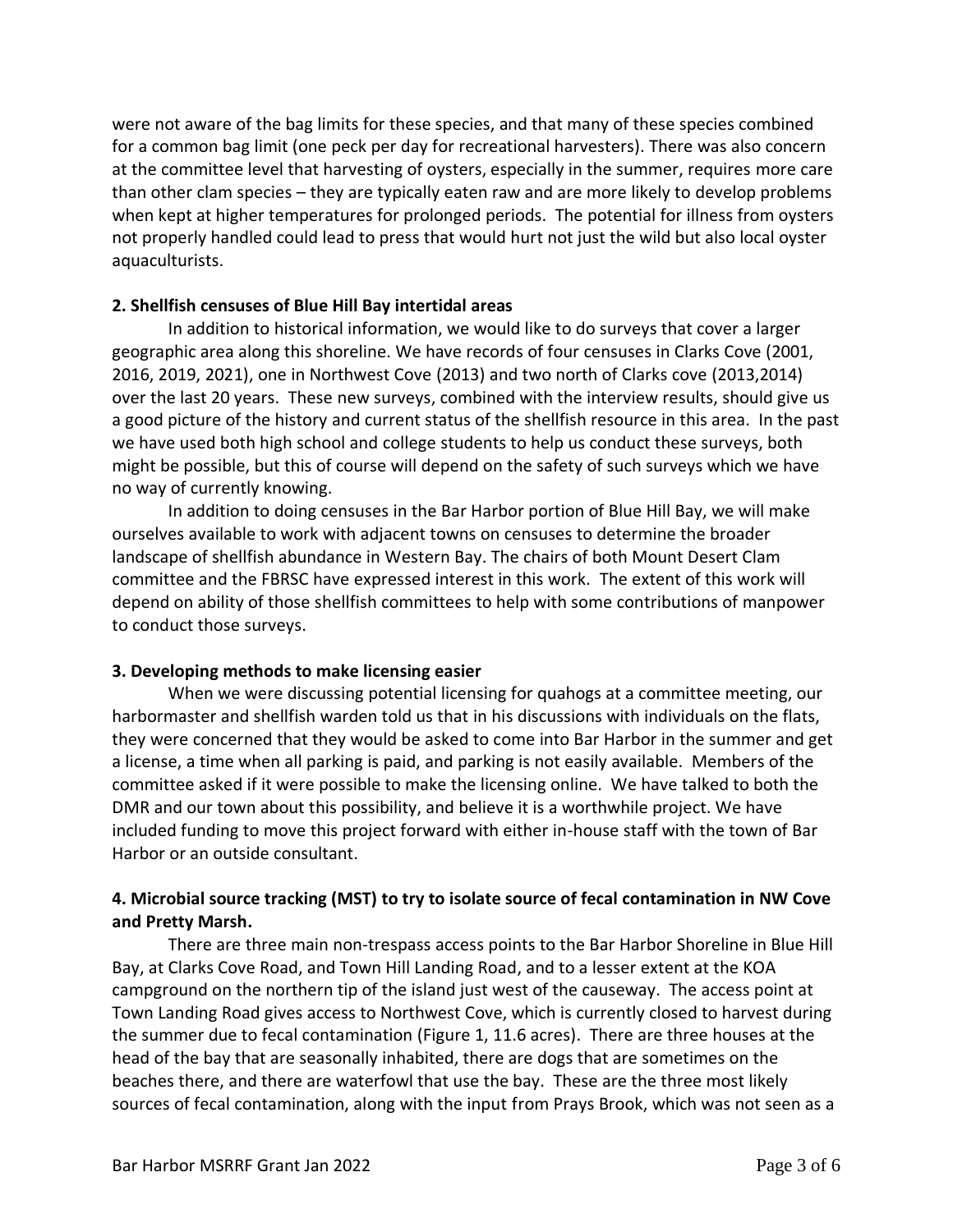were not aware of the bag limits for these species, and that many of these species combined for a common bag limit (one peck per day for recreational harvesters). There was also concern at the committee level that harvesting of oysters, especially in the summer, requires more care than other clam species – they are typically eaten raw and are more likely to develop problems when kept at higher temperatures for prolonged periods. The potential for illness from oysters not properly handled could lead to press that would hurt not just the wild but also local oyster aquaculturists.

**2. Shellfish censuses of Blue Hill Bay intertidal areas**

In addition to historical information, we would like to do surveys that cover a larger geographic area along this shoreline. We have records of four censuses in Clarks Cove (2001, 2016, 2019, 2021), one in Northwest Cove (2013) and two north of Clarks cove (2013,2014) over the last 20 years. These new surveys, combined with the interview results, should give us a good picture of the history and current status of the shellfish resource in this area. In the past we have used both high school and college students to help us conduct these surveys, both might be possible, but this of course will depend on the safety of such surveys which we have no way of currently knowing.

In addition to doing censuses in the Bar Harbor portion of Blue Hill Bay, we will make ourselves available to work with adjacent towns on censuses to determine the broader landscape of shellfish abundance in Western Bay. The chairs of both Mount Desert Clam committee and the FBRSC have expressed interest in this work. The extent of this work will depend on ability of those shellfish committees to help with some contributions of manpower to conduct those surveys.

**3. Developing methods to make licensing easier**

When we were discussing potential licensing for quahogs at a committee meeting, our harbormaster and shellfish warden told us that in his discussions with individuals on the flats, they were concerned that they would be asked to come into Bar Harbor in the summer and get a license, a time when all parking is paid, and parking is not easily available. Members of the committee asked if it were possible to make the licensing online. We have talked to both the DMR and our town about this possibility, and believe it is a worthwhile project. We have included funding to move this project forward with either in-house staff with the town of Bar Harbor or an outside consultant.

**4. Microbial source tracking (MST) to try to isolate source of fecal contamination in NW Cove and Pretty Marsh.**

There are three main non-trespass access points to the Bar Harbor Shoreline in Blue Hill Bay, at Clarks Cove Road, and Town Hill Landing Road, and to a lesser extent at the KOA campground on the northern tip of the island just west of the causeway. The access point at Town Landing Road gives access to Northwest Cove, which is currently closed to harvest during the summer due to fecal contamination (Figure 1, 11.6 acres). There are three houses at the head of the bay that are seasonally inhabited, there are dogs that are sometimes on the beaches there, and there are waterfowl that use the bay. These are the three most likely sources of fecal contamination, along with the input from Prays Brook, which was not seen as a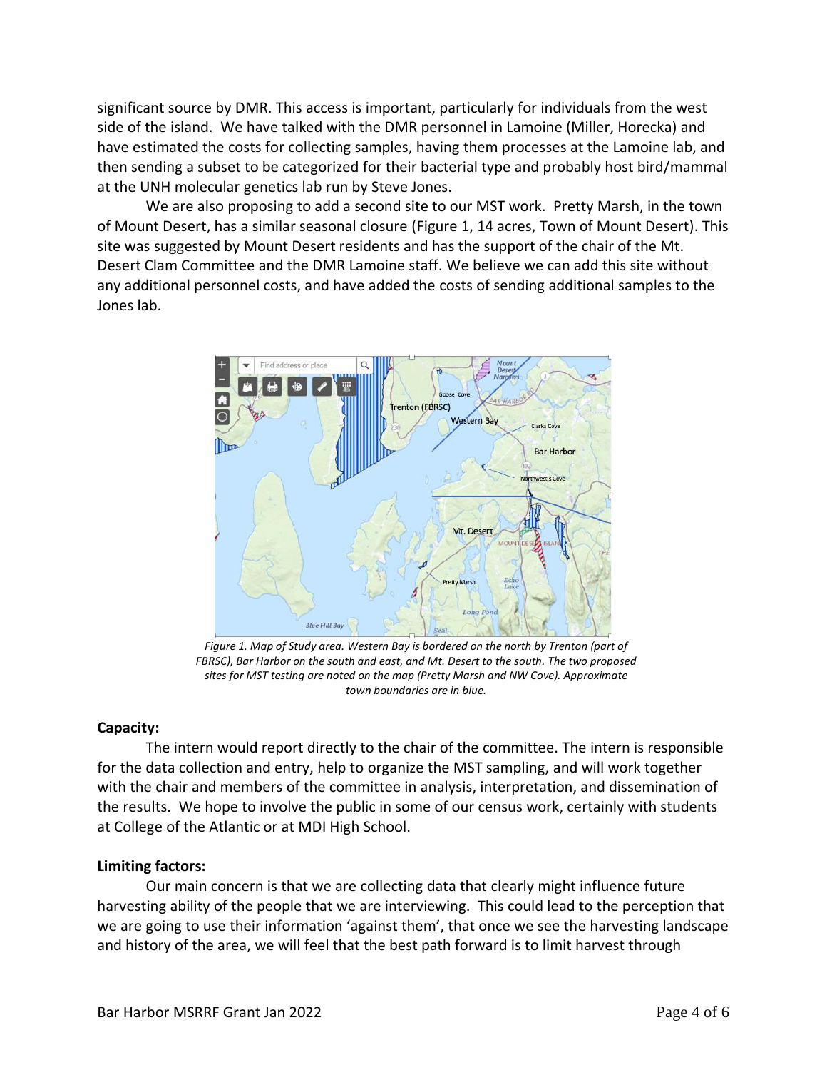significant source by DMR. This access is important, particularly for individuals from the west side of the island. We have talked with the DMR personnel in Lamoine (Miller, Horecka) and have estimated the costs for collecting samples, having them processes at the Lamoine lab, and then sending a subset to be categorized for their bacterial type and probably host bird/mammal at the UNH molecular genetics lab run by Steve Jones.

We are also proposing to add a second site to our MST work. Pretty Marsh, in the town of Mount Desert, has a similar seasonal closure (Figure 1, 14 acres, Town of Mount Desert). This site was suggested by Mount Desert residents and has the support of the chair of the Mt. Desert Clam Committee and the DMR Lamoine staff. We believe we can add this site without any additional personnel costs, and have added the costs of sending additional samples to the Jones lab.

*Figure 1. Map of Study area. Western Bay is bordered on the north by Trenton (part of FBRSC), Bar Harbor on the south and east, and Mt. Desert to the south. The two proposed sites for MST testing are noted on the map (Pretty Marsh and NW Cove). Approximate town boundaries are in blue.*

### Capacity:

The intern would report directly to the chair of the committee. The intern is responsible for the data collection and entry, help to organize the MST sampling, and will work together with the chair and members of the committee in analysis, interpretation, and dissemination of the results. We hope to involve the public in some of our census work, certainly with students at College of the Atlantic or at MDI High School.

### Limiting factors:

Our main concern is that we are collecting data that clearly might influence future harvesting ability of the people that we are interviewing. This could lead to the perception that we are going to use their information 'against them', that once we see the harvesting landscape and history of the area, we will feel that the best path forward is to limit harvest through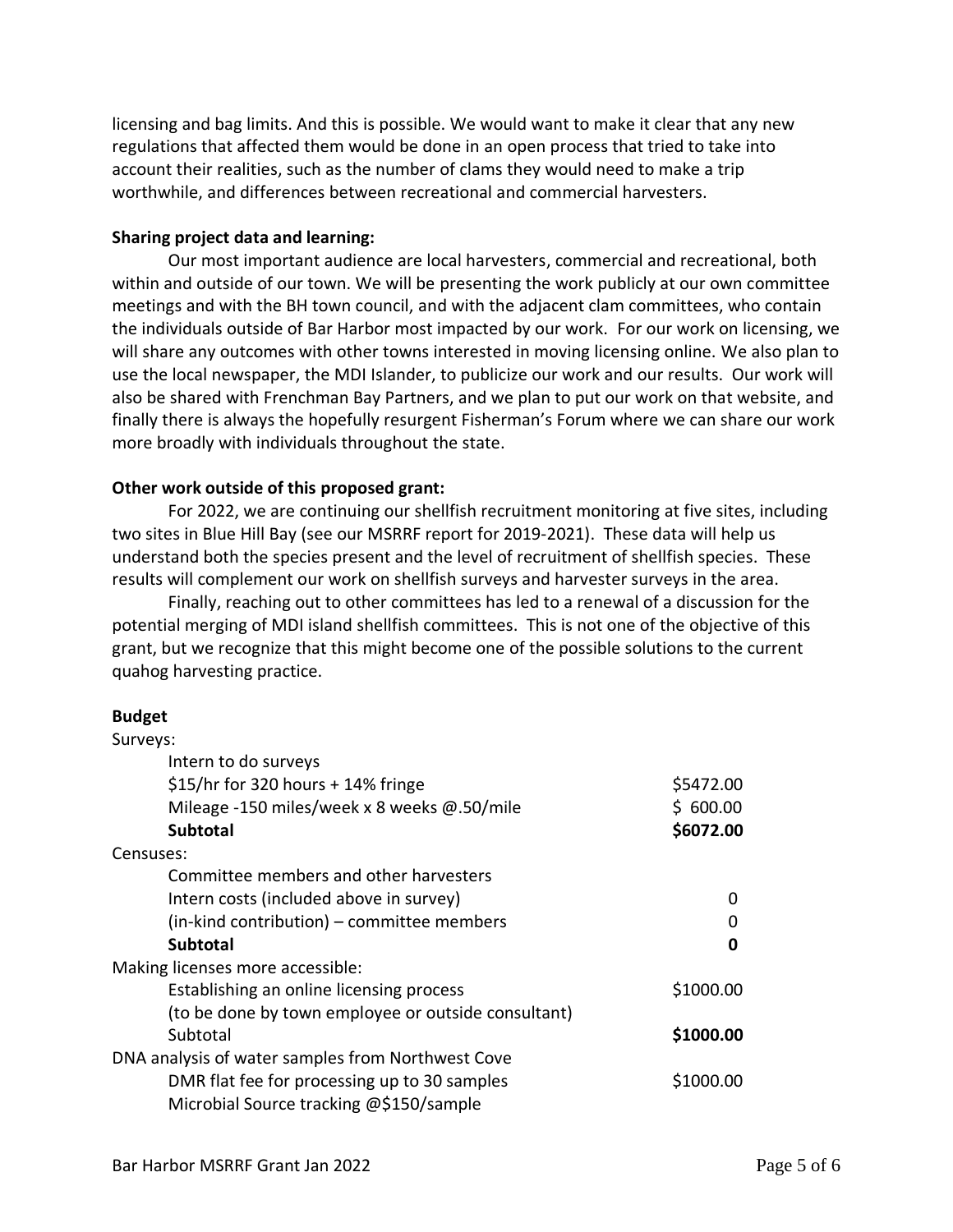licensing and bag limits. And this is possible. We would want to make it clear that any new regulations that affected them would be done in an open process that tried to take into account their realities, such as the number of clams they would need to make a trip worthwhile, and differences between recreational and commercial harvesters.

**Sharing project data and learning:**

Our most important audience are local harvesters, commercial and recreational, both within and outside of our town. We will be presenting the work publicly at our own committee meetings and with the BH town council, and with the adjacent clam committees, who contain the individuals outside of Bar Harbor most impacted by our work. For our work on licensing, we will share any outcomes with other towns interested in moving licensing online. We also plan to use the local newspaper, the MDI Islander, to publicize our work and our results. Our work will also be shared with Frenchman Bay Partners, and we plan to put our work on that website, and finally there is always the hopefully resurgent Fisherman's Forum where we can share our work more broadly with individuals throughout the state.

**Other work outside of this proposed grant:**

For 2022, we are continuing our shellfish recruitment monitoring at five sites, including two sites in Blue Hill Bay (see our MSRRF report for 2019-2021). These data will help us understand both the species present and the level of recruitment of shellfish species. These results will complement our work on shellfish surveys and harvester surveys in the area.

Finally, reaching out to other committees has led to a renewal of a discussion for the potential merging of MDI island shellfish committees. This is not one of the objective of this grant, but we recognize that this might become one of the possible solutions to the current quahog harvesting practice.

**Budget**

| | |
|---|---|
| Surveys: | |
| Intern to do surveys | |
| $15/hr for 320 hours + 14% fringe | $5472.00 |
| Mileage -150 miles/week x 8 weeks @.50/mile | $ 600.00 |
| **Subtotal** | **$6072.00** |
| Censuses: | |
| Committee members and other harvesters | |
| Intern costs (included above in survey) | 0 |
| (in-kind contribution) – committee members | 0 |
| **Subtotal** | **0** |
| Making licenses more accessible: | |
| Establishing an online licensing process | $1000.00 |
| (to be done by town employee or outside consultant) | |
| Subtotal | **$1000.00** |
| DNA analysis of water samples from Northwest Cove | |
| DMR flat fee for processing up to 30 samples | $1000.00 |
| Microbial Source tracking @$150/sample | |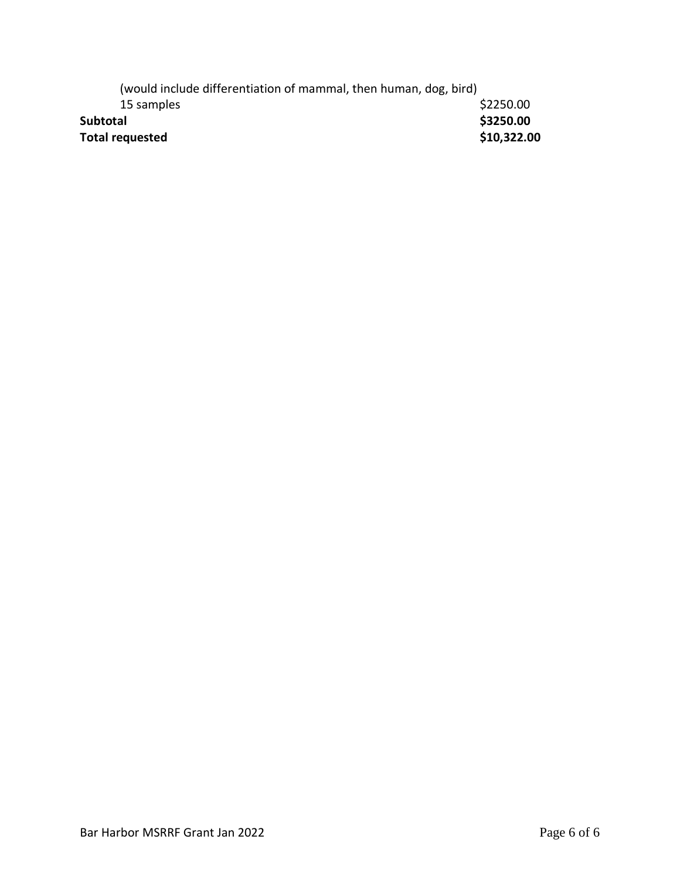| | |
|---|---|
| (would include differentiation of mammal, then human, dog, bird) | |
| 15 samples | $2250.00 |
| **Subtotal** | **$3250.00** |
| **Total requested** | **$10,322.00** |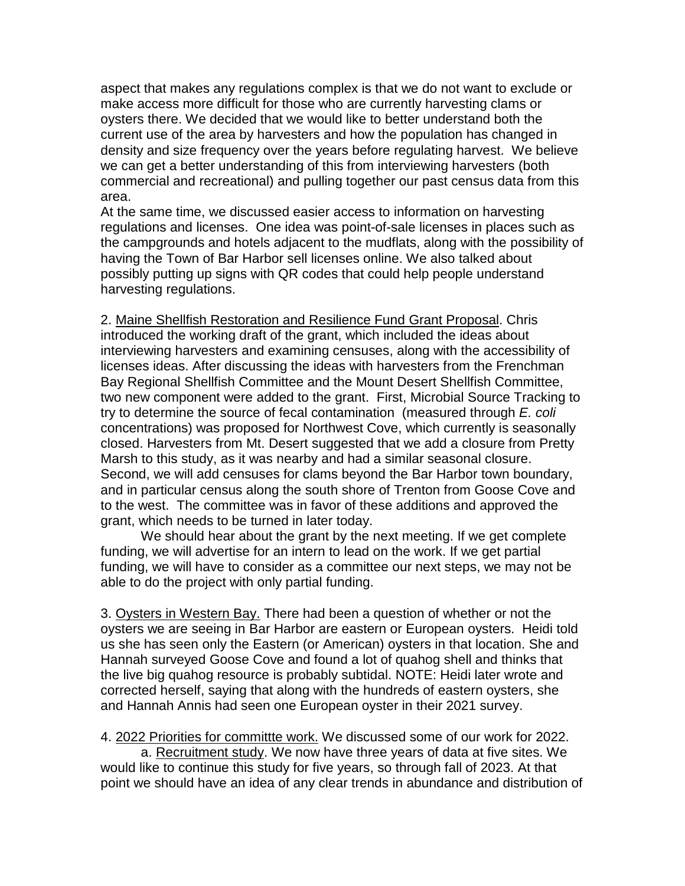aspect that makes any regulations complex is that we do not want to exclude or make access more difficult for those who are currently harvesting clams or oysters there. We decided that we would like to better understand both the current use of the area by harvesters and how the population has changed in density and size frequency over the years before regulating harvest. We believe we can get a better understanding of this from interviewing harvesters (both commercial and recreational) and pulling together our past census data from this area.

At the same time, we discussed easier access to information on harvesting regulations and licenses. One idea was point-of-sale licenses in places such as the campgrounds and hotels adjacent to the mudflats, along with the possibility of having the Town of Bar Harbor sell licenses online. We also talked about possibly putting up signs with QR codes that could help people understand harvesting regulations.

2. <u>Maine Shellfish Restoration and Resilience Fund Grant Proposal</u>. Chris introduced the working draft of the grant, which included the ideas about interviewing harvesters and examining censuses, along with the accessibility of licenses ideas. After discussing the ideas with harvesters from the Frenchman Bay Regional Shellfish Committee and the Mount Desert Shellfish Committee, two new component were added to the grant. First, Microbial Source Tracking to try to determine the source of fecal contamination (measured through *E. coli* concentrations) was proposed for Northwest Cove, which currently is seasonally closed. Harvesters from Mt. Desert suggested that we add a closure from Pretty Marsh to this study, as it was nearby and had a similar seasonal closure. Second, we will add censuses for clams beyond the Bar Harbor town boundary, and in particular census along the south shore of Trenton from Goose Cove and to the west. The committee was in favor of these additions and approved the grant, which needs to be turned in later today.

We should hear about the grant by the next meeting. If we get complete funding, we will advertise for an intern to lead on the work. If we get partial funding, we will have to consider as a committee our next steps, we may not be able to do the project with only partial funding.

3. <u>Oysters in Western Bay.</u> There had been a question of whether or not the oysters we are seeing in Bar Harbor are eastern or European oysters. Heidi told us she has seen only the Eastern (or American) oysters in that location. She and Hannah surveyed Goose Cove and found a lot of quahog shell and thinks that the live big quahog resource is probably subtidal. NOTE: Heidi later wrote and corrected herself, saying that along with the hundreds of eastern oysters, she and Hannah Annis had seen one European oyster in their 2021 survey.

4. <u>2022 Priorities for committte work.</u> We discussed some of our work for 2022.

a. <u>Recruitment study</u>. We now have three years of data at five sites. We would like to continue this study for five years, so through fall of 2023. At that point we should have an idea of any clear trends in abundance and distribution of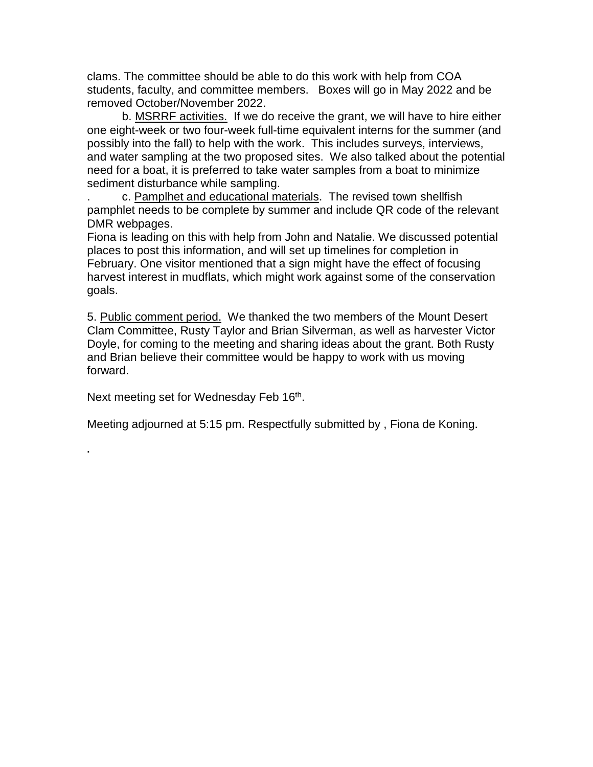clams. The committee should be able to do this work with help from COA students, faculty, and committee members. Boxes will go in May 2022 and be removed October/November 2022.

b. MSRRF activities. If we do receive the grant, we will have to hire either one eight-week or two four-week full-time equivalent interns for the summer (and possibly into the fall) to help with the work. This includes surveys, interviews, and water sampling at the two proposed sites. We also talked about the potential need for a boat, it is preferred to take water samples from a boat to minimize sediment disturbance while sampling.

. c. Pamplhet and educational materials. The revised town shellfish pamphlet needs to be complete by summer and include QR code of the relevant DMR webpages.

Fiona is leading on this with help from John and Natalie. We discussed potential places to post this information, and will set up timelines for completion in February. One visitor mentioned that a sign might have the effect of focusing harvest interest in mudflats, which might work against some of the conservation goals.

5. Public comment period. We thanked the two members of the Mount Desert Clam Committee, Rusty Taylor and Brian Silverman, as well as harvester Victor Doyle, for coming to the meeting and sharing ideas about the grant. Both Rusty and Brian believe their committee would be happy to work with us moving forward.

Next meeting set for Wednesday Feb 16th.

Meeting adjourned at 5:15 pm. Respectfully submitted by , Fiona de Koning.

.